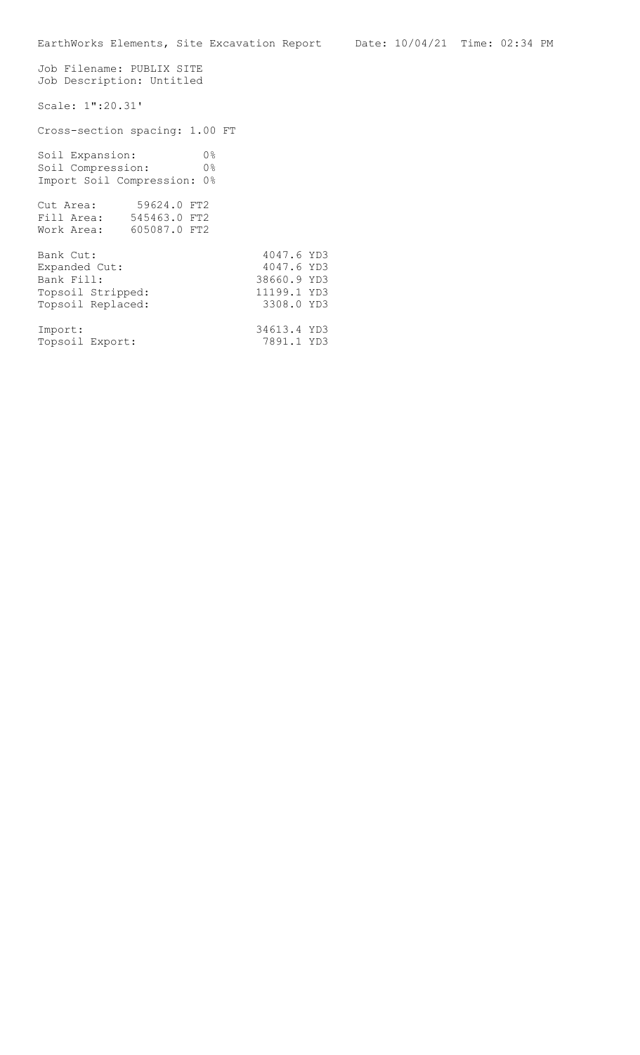EarthWorks Elements, Site Excavation Report Date: 10/04/21 Time: 02:34 PM

Job Filename: PUBLIX SITE
Job Description: Untitled

Scale: 1":20.31'

Cross-section spacing: 1.00 FT

| | |
|---|---|
| Soil Expansion: | 0% |
| Soil Compression: | 0% |
| Import Soil Compression: | 0% |

| | |
|---|---|
| Cut Area: | 59624.0 FT2 |
| Fill Area: | 545463.0 FT2 |
| Work Area: | 605087.0 FT2 |

| | |
|---|---|
| Bank Cut: | 4047.6 YD3 |
| Expanded Cut: | 4047.6 YD3 |
| Bank Fill: | 38660.9 YD3 |
| Topsoil Stripped: | 11199.1 YD3 |
| Topsoil Replaced: | 3308.0 YD3 |

| | |
|---|---|
| Import: | 34613.4 YD3 |
| Topsoil Export: | 7891.1 YD3 |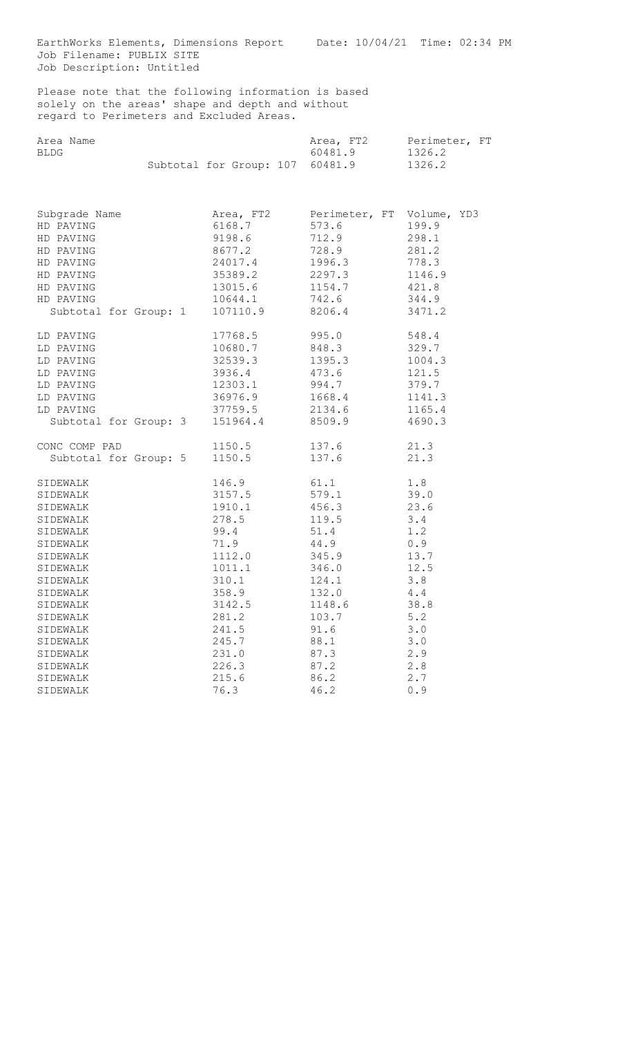EarthWorks Elements, Dimensions Report     Date: 10/04/21  Time: 02:34 PM
Job Filename: PUBLIX SITE
Job Description: Untitled

Please note that the following information is based solely on the areas' shape and depth and without regard to Perimeters and Excluded Areas.

| Area Name | Area, FT2 | Perimeter, FT |
|---|---|---|
| BLDG | 60481.9 | 1326.2 |
| Subtotal for Group: 107 | 60481.9 | 1326.2 |

| Subgrade Name | Area, FT2 | Perimeter, FT | Volume, YD3 |
|---|---|---|---|
| HD PAVING | 6168.7 | 573.6 | 199.9 |
| HD PAVING | 9198.6 | 712.9 | 298.1 |
| HD PAVING | 8677.2 | 728.9 | 281.2 |
| HD PAVING | 24017.4 | 1996.3 | 778.3 |
| HD PAVING | 35389.2 | 2297.3 | 1146.9 |
| HD PAVING | 13015.6 | 1154.7 | 421.8 |
| HD PAVING | 10644.1 | 742.6 | 344.9 |
| Subtotal for Group: 1 | 107110.9 | 8206.4 | 3471.2 |
| LD PAVING | 17768.5 | 995.0 | 548.4 |
| LD PAVING | 10680.7 | 848.3 | 329.7 |
| LD PAVING | 32539.3 | 1395.3 | 1004.3 |
| LD PAVING | 3936.4 | 473.6 | 121.5 |
| LD PAVING | 12303.1 | 994.7 | 379.7 |
| LD PAVING | 36976.9 | 1668.4 | 1141.3 |
| LD PAVING | 37759.5 | 2134.6 | 1165.4 |
| Subtotal for Group: 3 | 151964.4 | 8509.9 | 4690.3 |
| CONC COMP PAD | 1150.5 | 137.6 | 21.3 |
| Subtotal for Group: 5 | 1150.5 | 137.6 | 21.3 |
| SIDEWALK | 146.9 | 61.1 | 1.8 |
| SIDEWALK | 3157.5 | 579.1 | 39.0 |
| SIDEWALK | 1910.1 | 456.3 | 23.6 |
| SIDEWALK | 278.5 | 119.5 | 3.4 |
| SIDEWALK | 99.4 | 51.4 | 1.2 |
| SIDEWALK | 71.9 | 44.9 | 0.9 |
| SIDEWALK | 1112.0 | 345.9 | 13.7 |
| SIDEWALK | 1011.1 | 346.0 | 12.5 |
| SIDEWALK | 310.1 | 124.1 | 3.8 |
| SIDEWALK | 358.9 | 132.0 | 4.4 |
| SIDEWALK | 3142.5 | 1148.6 | 38.8 |
| SIDEWALK | 281.2 | 103.7 | 5.2 |
| SIDEWALK | 241.5 | 91.6 | 3.0 |
| SIDEWALK | 245.7 | 88.1 | 3.0 |
| SIDEWALK | 231.0 | 87.3 | 2.9 |
| SIDEWALK | 226.3 | 87.2 | 2.8 |
| SIDEWALK | 215.6 | 86.2 | 2.7 |
| SIDEWALK | 76.3 | 46.2 | 0.9 |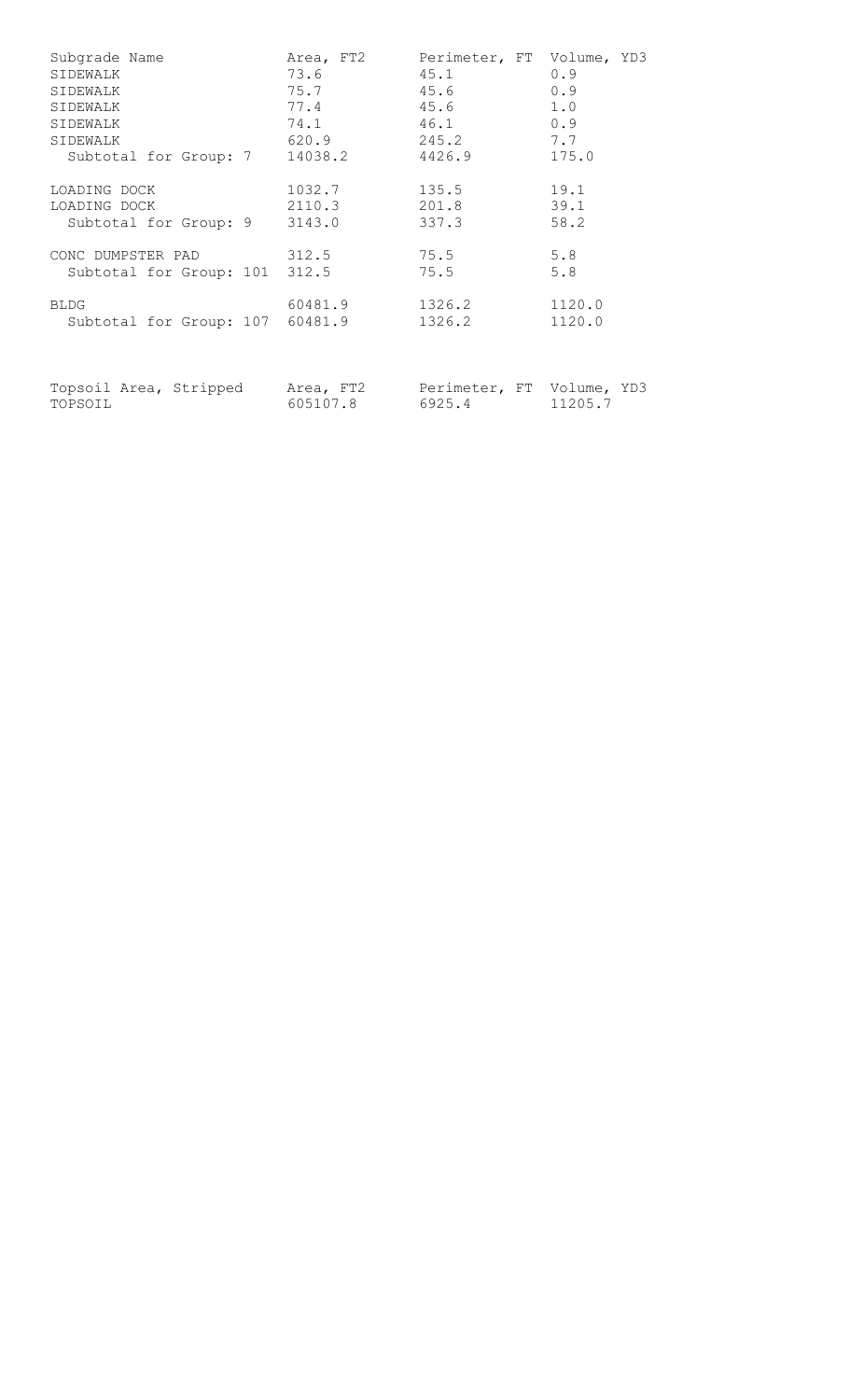| Subgrade Name | Area, FT2 | Perimeter, FT | Volume, YD3 |
|---|---|---|---|
| SIDEWALK | 73.6 | 45.1 | 0.9 |
| SIDEWALK | 75.7 | 45.6 | 0.9 |
| SIDEWALK | 77.4 | 45.6 | 1.0 |
| SIDEWALK | 74.1 | 46.1 | 0.9 |
| SIDEWALK | 620.9 | 245.2 | 7.7 |
| Subtotal for Group: 7 | 14038.2 | 4426.9 | 175.0 |
| | | | |
| LOADING DOCK | 1032.7 | 135.5 | 19.1 |
| LOADING DOCK | 2110.3 | 201.8 | 39.1 |
| Subtotal for Group: 9 | 3143.0 | 337.3 | 58.2 |
| | | | |
| CONC DUMPSTER PAD | 312.5 | 75.5 | 5.8 |
| Subtotal for Group: 101 | 312.5 | 75.5 | 5.8 |
| | | | |
| BLDG | 60481.9 | 1326.2 | 1120.0 |
| Subtotal for Group: 107 | 60481.9 | 1326.2 | 1120.0 |

| Topsoil Area, Stripped | Area, FT2 | Perimeter, FT | Volume, YD3 |
|---|---|---|---|
| TOPSOIL | 605107.8 | 6925.4 | 11205.7 |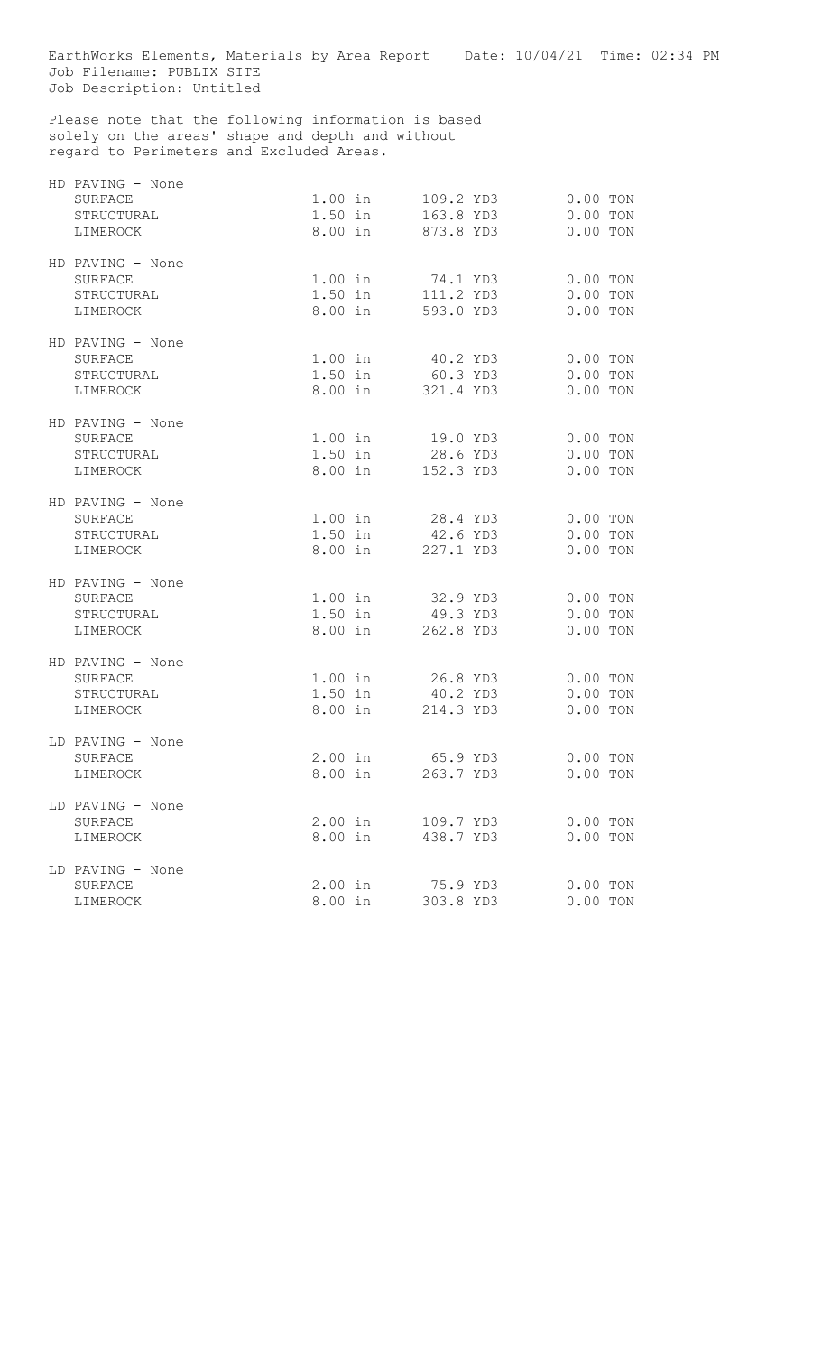EarthWorks Elements, Materials by Area Report    Date: 10/04/21  Time: 02:34 PM
Job Filename: PUBLIX SITE
Job Description: Untitled

Please note that the following information is based solely on the areas' shape and depth and without regard to Perimeters and Excluded Areas.

| Area / Material | Depth | Volume | Weight |
|---|---|---|---|
| **HD PAVING - None** | | | |
| SURFACE | 1.00 in | 109.2 YD3 | 0.00 TON |
| STRUCTURAL | 1.50 in | 163.8 YD3 | 0.00 TON |
| LIMEROCK | 8.00 in | 873.8 YD3 | 0.00 TON |
| **HD PAVING - None** | | | |
| SURFACE | 1.00 in | 74.1 YD3 | 0.00 TON |
| STRUCTURAL | 1.50 in | 111.2 YD3 | 0.00 TON |
| LIMEROCK | 8.00 in | 593.0 YD3 | 0.00 TON |
| **HD PAVING - None** | | | |
| SURFACE | 1.00 in | 40.2 YD3 | 0.00 TON |
| STRUCTURAL | 1.50 in | 60.3 YD3 | 0.00 TON |
| LIMEROCK | 8.00 in | 321.4 YD3 | 0.00 TON |
| **HD PAVING - None** | | | |
| SURFACE | 1.00 in | 19.0 YD3 | 0.00 TON |
| STRUCTURAL | 1.50 in | 28.6 YD3 | 0.00 TON |
| LIMEROCK | 8.00 in | 152.3 YD3 | 0.00 TON |
| **HD PAVING - None** | | | |
| SURFACE | 1.00 in | 28.4 YD3 | 0.00 TON |
| STRUCTURAL | 1.50 in | 42.6 YD3 | 0.00 TON |
| LIMEROCK | 8.00 in | 227.1 YD3 | 0.00 TON |
| **HD PAVING - None** | | | |
| SURFACE | 1.00 in | 32.9 YD3 | 0.00 TON |
| STRUCTURAL | 1.50 in | 49.3 YD3 | 0.00 TON |
| LIMEROCK | 8.00 in | 262.8 YD3 | 0.00 TON |
| **HD PAVING - None** | | | |
| SURFACE | 1.00 in | 26.8 YD3 | 0.00 TON |
| STRUCTURAL | 1.50 in | 40.2 YD3 | 0.00 TON |
| LIMEROCK | 8.00 in | 214.3 YD3 | 0.00 TON |
| **LD PAVING - None** | | | |
| SURFACE | 2.00 in | 65.9 YD3 | 0.00 TON |
| LIMEROCK | 8.00 in | 263.7 YD3 | 0.00 TON |
| **LD PAVING - None** | | | |
| SURFACE | 2.00 in | 109.7 YD3 | 0.00 TON |
| LIMEROCK | 8.00 in | 438.7 YD3 | 0.00 TON |
| **LD PAVING - None** | | | |
| SURFACE | 2.00 in | 75.9 YD3 | 0.00 TON |
| LIMEROCK | 8.00 in | 303.8 YD3 | 0.00 TON |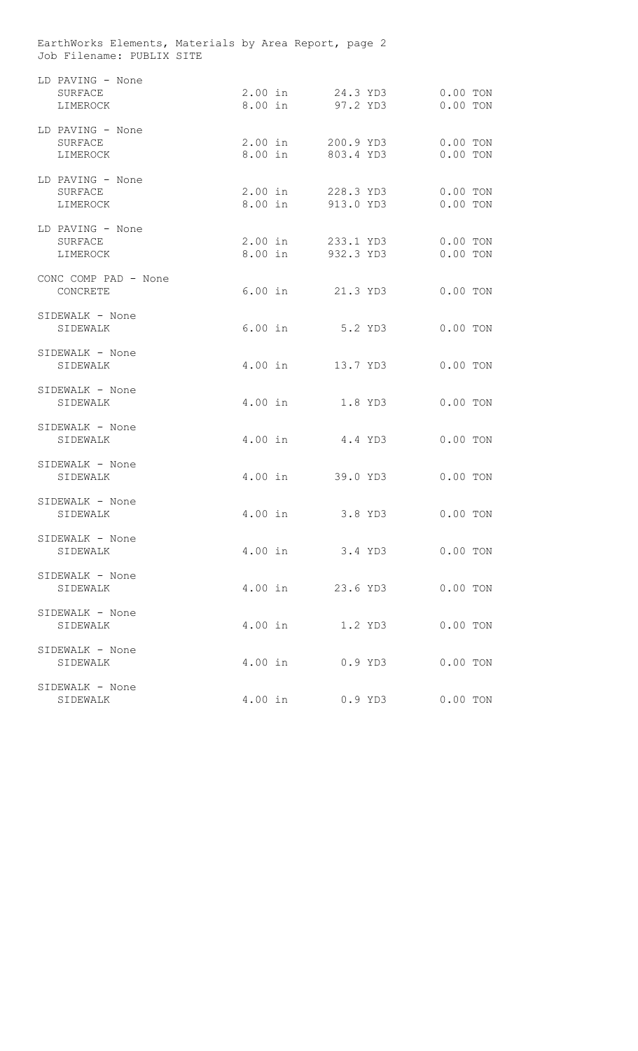EarthWorks Elements, Materials by Area Report, page 2
Job Filename: PUBLIX SITE

| | | | |
|---|---|---|---|
| **LD PAVING - None** | | | |
| SURFACE | 2.00 in | 24.3 YD3 | 0.00 TON |
| LIMEROCK | 8.00 in | 97.2 YD3 | 0.00 TON |
| **LD PAVING - None** | | | |
| SURFACE | 2.00 in | 200.9 YD3 | 0.00 TON |
| LIMEROCK | 8.00 in | 803.4 YD3 | 0.00 TON |
| **LD PAVING - None** | | | |
| SURFACE | 2.00 in | 228.3 YD3 | 0.00 TON |
| LIMEROCK | 8.00 in | 913.0 YD3 | 0.00 TON |
| **LD PAVING - None** | | | |
| SURFACE | 2.00 in | 233.1 YD3 | 0.00 TON |
| LIMEROCK | 8.00 in | 932.3 YD3 | 0.00 TON |
| **CONC COMP PAD - None** | | | |
| CONCRETE | 6.00 in | 21.3 YD3 | 0.00 TON |
| **SIDEWALK - None** | | | |
| SIDEWALK | 6.00 in | 5.2 YD3 | 0.00 TON |
| **SIDEWALK - None** | | | |
| SIDEWALK | 4.00 in | 13.7 YD3 | 0.00 TON |
| **SIDEWALK - None** | | | |
| SIDEWALK | 4.00 in | 1.8 YD3 | 0.00 TON |
| **SIDEWALK - None** | | | |
| SIDEWALK | 4.00 in | 4.4 YD3 | 0.00 TON |
| **SIDEWALK - None** | | | |
| SIDEWALK | 4.00 in | 39.0 YD3 | 0.00 TON |
| **SIDEWALK - None** | | | |
| SIDEWALK | 4.00 in | 3.8 YD3 | 0.00 TON |
| **SIDEWALK - None** | | | |
| SIDEWALK | 4.00 in | 3.4 YD3 | 0.00 TON |
| **SIDEWALK - None** | | | |
| SIDEWALK | 4.00 in | 23.6 YD3 | 0.00 TON |
| **SIDEWALK - None** | | | |
| SIDEWALK | 4.00 in | 1.2 YD3 | 0.00 TON |
| **SIDEWALK - None** | | | |
| SIDEWALK | 4.00 in | 0.9 YD3 | 0.00 TON |
| **SIDEWALK - None** | | | |
| SIDEWALK | 4.00 in | 0.9 YD3 | 0.00 TON |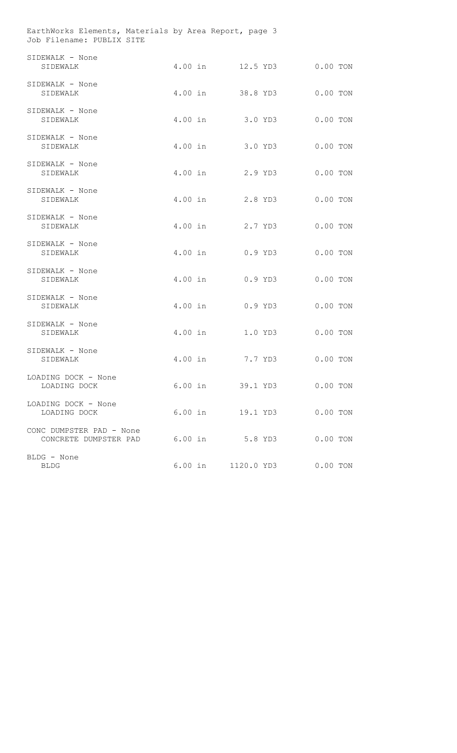EarthWorks Elements, Materials by Area Report, page 3
Job Filename: PUBLIX SITE

| Area / Material | Depth | Volume | Weight |
|---|---|---|---|
| SIDEWALK - None | | | |
| SIDEWALK | 4.00 in | 12.5 YD3 | 0.00 TON |
| SIDEWALK - None | | | |
| SIDEWALK | 4.00 in | 38.8 YD3 | 0.00 TON |
| SIDEWALK - None | | | |
| SIDEWALK | 4.00 in | 3.0 YD3 | 0.00 TON |
| SIDEWALK - None | | | |
| SIDEWALK | 4.00 in | 3.0 YD3 | 0.00 TON |
| SIDEWALK - None | | | |
| SIDEWALK | 4.00 in | 2.9 YD3 | 0.00 TON |
| SIDEWALK - None | | | |
| SIDEWALK | 4.00 in | 2.8 YD3 | 0.00 TON |
| SIDEWALK - None | | | |
| SIDEWALK | 4.00 in | 2.7 YD3 | 0.00 TON |
| SIDEWALK - None | | | |
| SIDEWALK | 4.00 in | 0.9 YD3 | 0.00 TON |
| SIDEWALK - None | | | |
| SIDEWALK | 4.00 in | 0.9 YD3 | 0.00 TON |
| SIDEWALK - None | | | |
| SIDEWALK | 4.00 in | 0.9 YD3 | 0.00 TON |
| SIDEWALK - None | | | |
| SIDEWALK | 4.00 in | 1.0 YD3 | 0.00 TON |
| SIDEWALK - None | | | |
| SIDEWALK | 4.00 in | 7.7 YD3 | 0.00 TON |
| LOADING DOCK - None | | | |
| LOADING DOCK | 6.00 in | 39.1 YD3 | 0.00 TON |
| LOADING DOCK - None | | | |
| LOADING DOCK | 6.00 in | 19.1 YD3 | 0.00 TON |
| CONC DUMPSTER PAD - None | | | |
| CONCRETE DUMPSTER PAD | 6.00 in | 5.8 YD3 | 0.00 TON |
| BLDG - None | | | |
| BLDG | 6.00 in | 1120.0 YD3 | 0.00 TON |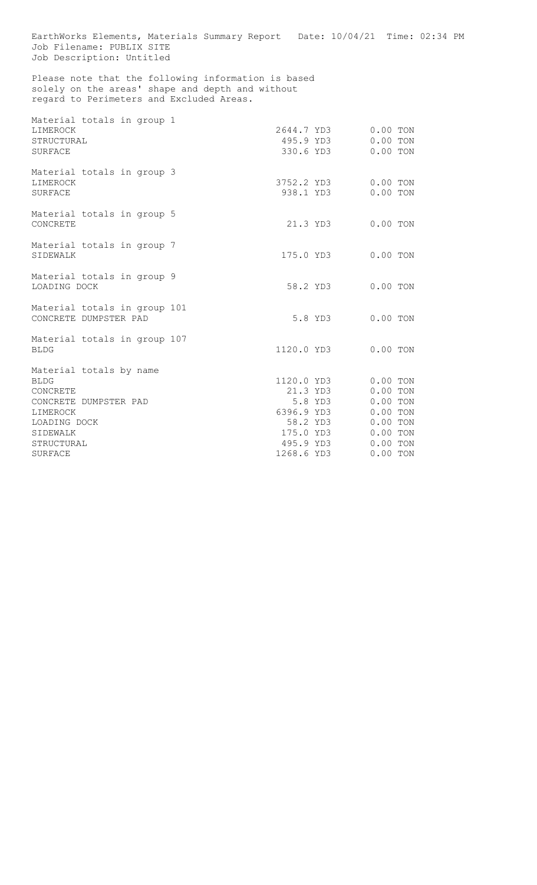EarthWorks Elements, Materials Summary Report Date: 10/04/21 Time: 02:34 PM
Job Filename: PUBLIX SITE
Job Description: Untitled

Please note that the following information is based solely on the areas' shape and depth and without regard to Perimeters and Excluded Areas.

| | | |
|---|---|---|
| **Material totals in group 1** | | |
| LIMEROCK | 2644.7 YD3 | 0.00 TON |
| STRUCTURAL | 495.9 YD3 | 0.00 TON |
| SURFACE | 330.6 YD3 | 0.00 TON |
| **Material totals in group 3** | | |
| LIMEROCK | 3752.2 YD3 | 0.00 TON |
| SURFACE | 938.1 YD3 | 0.00 TON |
| **Material totals in group 5** | | |
| CONCRETE | 21.3 YD3 | 0.00 TON |
| **Material totals in group 7** | | |
| SIDEWALK | 175.0 YD3 | 0.00 TON |
| **Material totals in group 9** | | |
| LOADING DOCK | 58.2 YD3 | 0.00 TON |
| **Material totals in group 101** | | |
| CONCRETE DUMPSTER PAD | 5.8 YD3 | 0.00 TON |
| **Material totals in group 107** | | |
| BLDG | 1120.0 YD3 | 0.00 TON |
| **Material totals by name** | | |
| BLDG | 1120.0 YD3 | 0.00 TON |
| CONCRETE | 21.3 YD3 | 0.00 TON |
| CONCRETE DUMPSTER PAD | 5.8 YD3 | 0.00 TON |
| LIMEROCK | 6396.9 YD3 | 0.00 TON |
| LOADING DOCK | 58.2 YD3 | 0.00 TON |
| SIDEWALK | 175.0 YD3 | 0.00 TON |
| STRUCTURAL | 495.9 YD3 | 0.00 TON |
| SURFACE | 1268.6 YD3 | 0.00 TON |